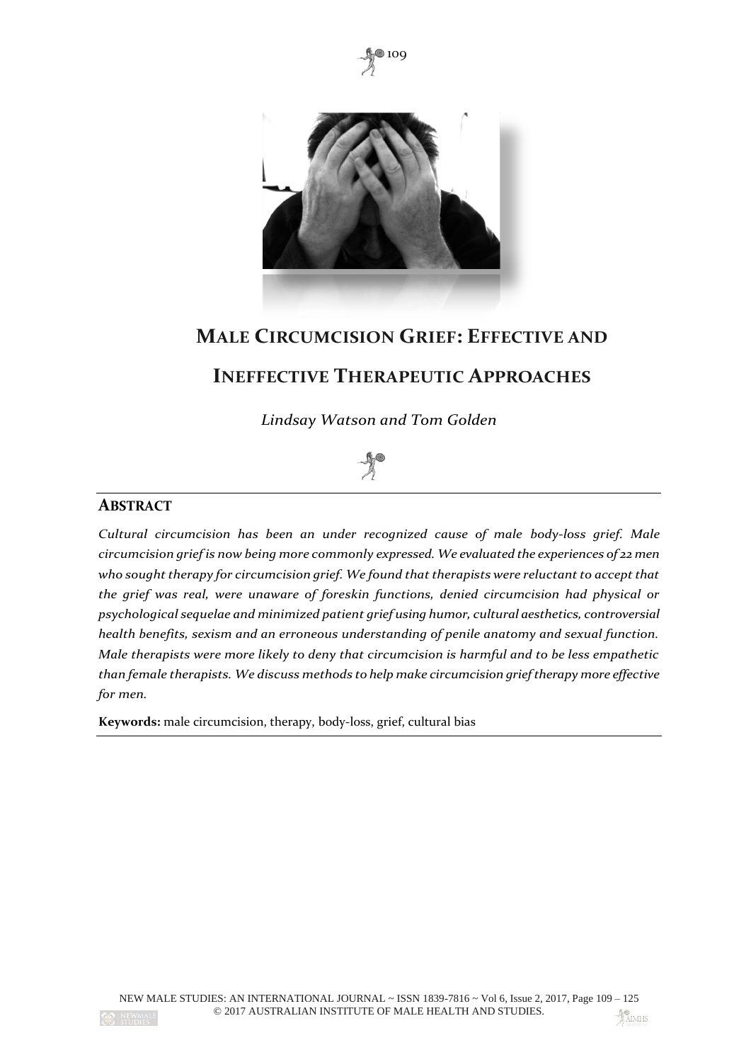# MALE CIRCUMCISION GRIEF: EFFECTIVE AND INEFFECTIVE THERAPEUTIC APPROACHES

*Lindsay Watson and Tom Golden*

## ABSTRACT

*Cultural circumcision has been an under recognized cause of male body-loss grief. Male circumcision grief is now being more commonly expressed. We evaluated the experiences of 22 men who sought therapy for circumcision grief. We found that therapists were reluctant to accept that the grief was real, were unaware of foreskin functions, denied circumcision had physical or psychological sequelae and minimized patient grief using humor, cultural aesthetics, controversial health benefits, sexism and an erroneous understanding of penile anatomy and sexual function. Male therapists were more likely to deny that circumcision is harmful and to be less empathetic than female therapists. We discuss methods to help make circumcision grief therapy more effective for men.*

**Keywords:** male circumcision, therapy, body-loss, grief, cultural bias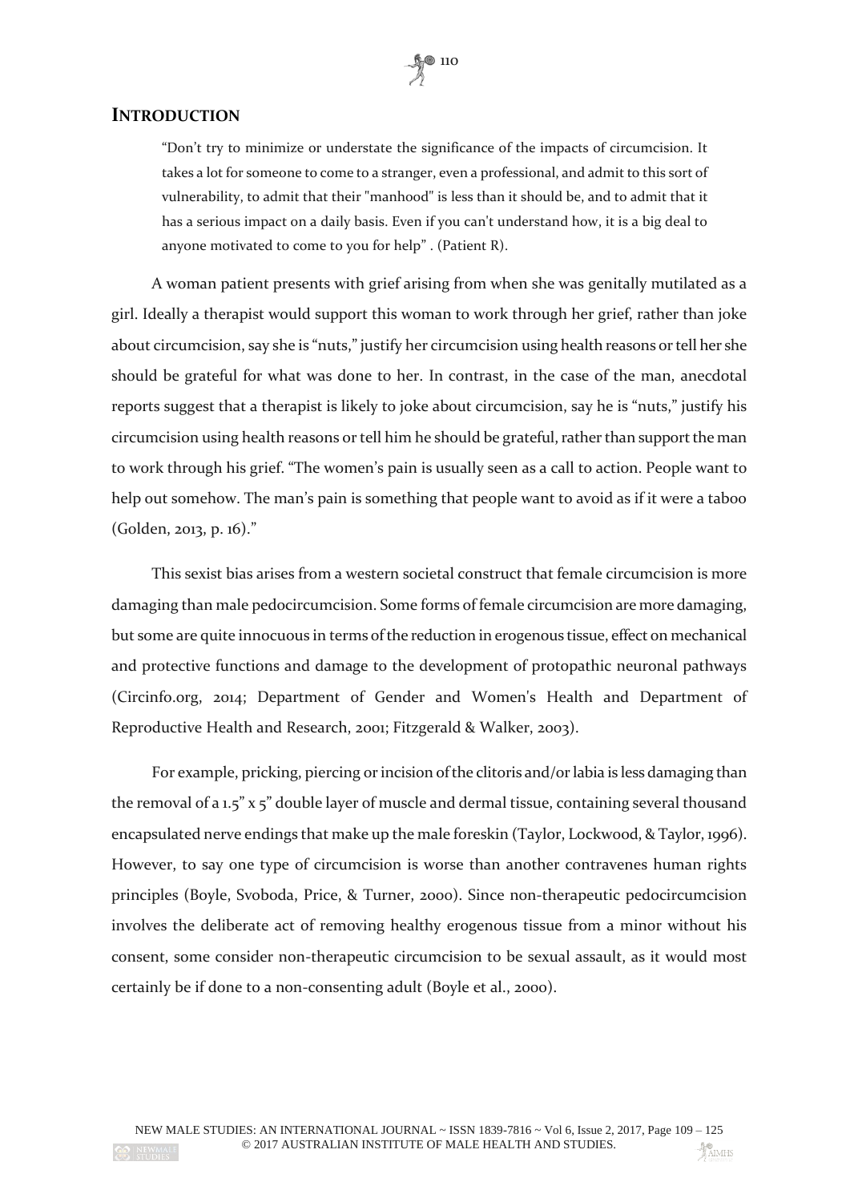## Introduction

> "Don't try to minimize or understate the significance of the impacts of circumcision. It takes a lot for someone to come to a stranger, even a professional, and admit to this sort of vulnerability, to admit that their "manhood" is less than it should be, and to admit that it has a serious impact on a daily basis. Even if you can't understand how, it is a big deal to anyone motivated to come to you for help" . (Patient R).

A woman patient presents with grief arising from when she was genitally mutilated as a girl. Ideally a therapist would support this woman to work through her grief, rather than joke about circumcision, say she is "nuts," justify her circumcision using health reasons or tell her she should be grateful for what was done to her. In contrast, in the case of the man, anecdotal reports suggest that a therapist is likely to joke about circumcision, say he is "nuts," justify his circumcision using health reasons or tell him he should be grateful, rather than support the man to work through his grief. "The women's pain is usually seen as a call to action. People want to help out somehow. The man's pain is something that people want to avoid as if it were a taboo (Golden, 2013, p. 16)."

This sexist bias arises from a western societal construct that female circumcision is more damaging than male pedocircumcision. Some forms of female circumcision are more damaging, but some are quite innocuous in terms of the reduction in erogenous tissue, effect on mechanical and protective functions and damage to the development of protopathic neuronal pathways (Circinfo.org, 2014; Department of Gender and Women's Health and Department of Reproductive Health and Research, 2001; Fitzgerald & Walker, 2003).

For example, pricking, piercing or incision of the clitoris and/or labia is less damaging than the removal of a 1.5" x 5" double layer of muscle and dermal tissue, containing several thousand encapsulated nerve endings that make up the male foreskin (Taylor, Lockwood, & Taylor, 1996). However, to say one type of circumcision is worse than another contravenes human rights principles (Boyle, Svoboda, Price, & Turner, 2000). Since non-therapeutic pedocircumcision involves the deliberate act of removing healthy erogenous tissue from a minor without his consent, some consider non-therapeutic circumcision to be sexual assault, as it would most certainly be if done to a non-consenting adult (Boyle et al., 2000).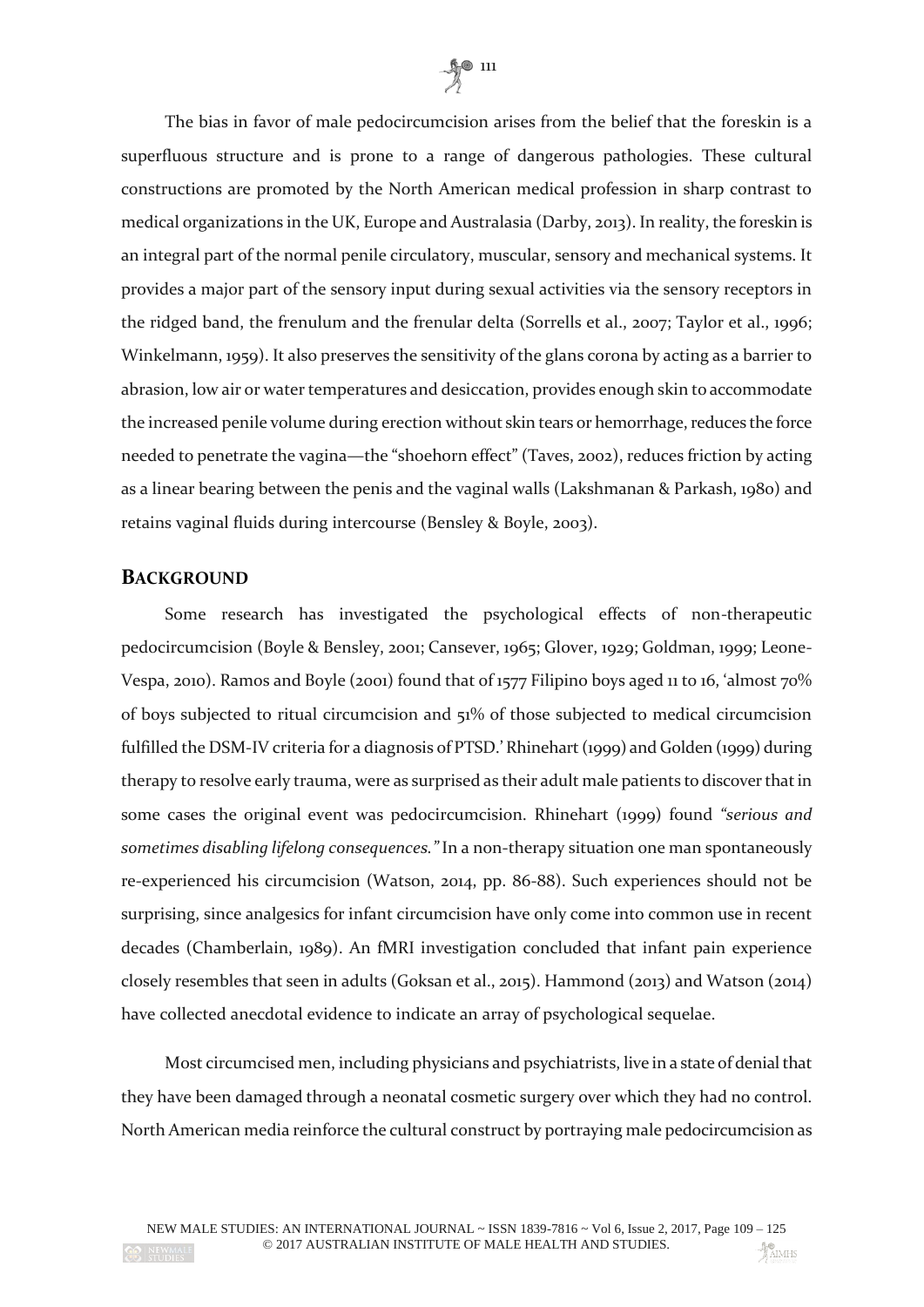The bias in favor of male pedocircumcision arises from the belief that the foreskin is a superfluous structure and is prone to a range of dangerous pathologies. These cultural constructions are promoted by the North American medical profession in sharp contrast to medical organizations in the UK, Europe and Australasia (Darby, 2013). In reality, the foreskin is an integral part of the normal penile circulatory, muscular, sensory and mechanical systems. It provides a major part of the sensory input during sexual activities via the sensory receptors in the ridged band, the frenulum and the frenular delta (Sorrells et al., 2007; Taylor et al., 1996; Winkelmann, 1959). It also preserves the sensitivity of the glans corona by acting as a barrier to abrasion, low air or water temperatures and desiccation, provides enough skin to accommodate the increased penile volume during erection without skin tears or hemorrhage, reduces the force needed to penetrate the vagina—the "shoehorn effect" (Taves, 2002), reduces friction by acting as a linear bearing between the penis and the vaginal walls (Lakshmanan & Parkash, 1980) and retains vaginal fluids during intercourse (Bensley & Boyle, 2003).

## BACKGROUND

Some research has investigated the psychological effects of non-therapeutic pedocircumcision (Boyle & Bensley, 2001; Cansever, 1965; Glover, 1929; Goldman, 1999; Leone-Vespa, 2010). Ramos and Boyle (2001) found that of 1577 Filipino boys aged 11 to 16, 'almost 70% of boys subjected to ritual circumcision and 51% of those subjected to medical circumcision fulfilled the DSM-IV criteria for a diagnosis of PTSD.' Rhinehart (1999) and Golden (1999) during therapy to resolve early trauma, were as surprised as their adult male patients to discover that in some cases the original event was pedocircumcision. Rhinehart (1999) found *"serious and sometimes disabling lifelong consequences."* In a non-therapy situation one man spontaneously re-experienced his circumcision (Watson, 2014, pp. 86-88). Such experiences should not be surprising, since analgesics for infant circumcision have only come into common use in recent decades (Chamberlain, 1989). An fMRI investigation concluded that infant pain experience closely resembles that seen in adults (Goksan et al., 2015). Hammond (2013) and Watson (2014) have collected anecdotal evidence to indicate an array of psychological sequelae.

Most circumcised men, including physicians and psychiatrists, live in a state of denial that they have been damaged through a neonatal cosmetic surgery over which they had no control. North American media reinforce the cultural construct by portraying male pedocircumcision as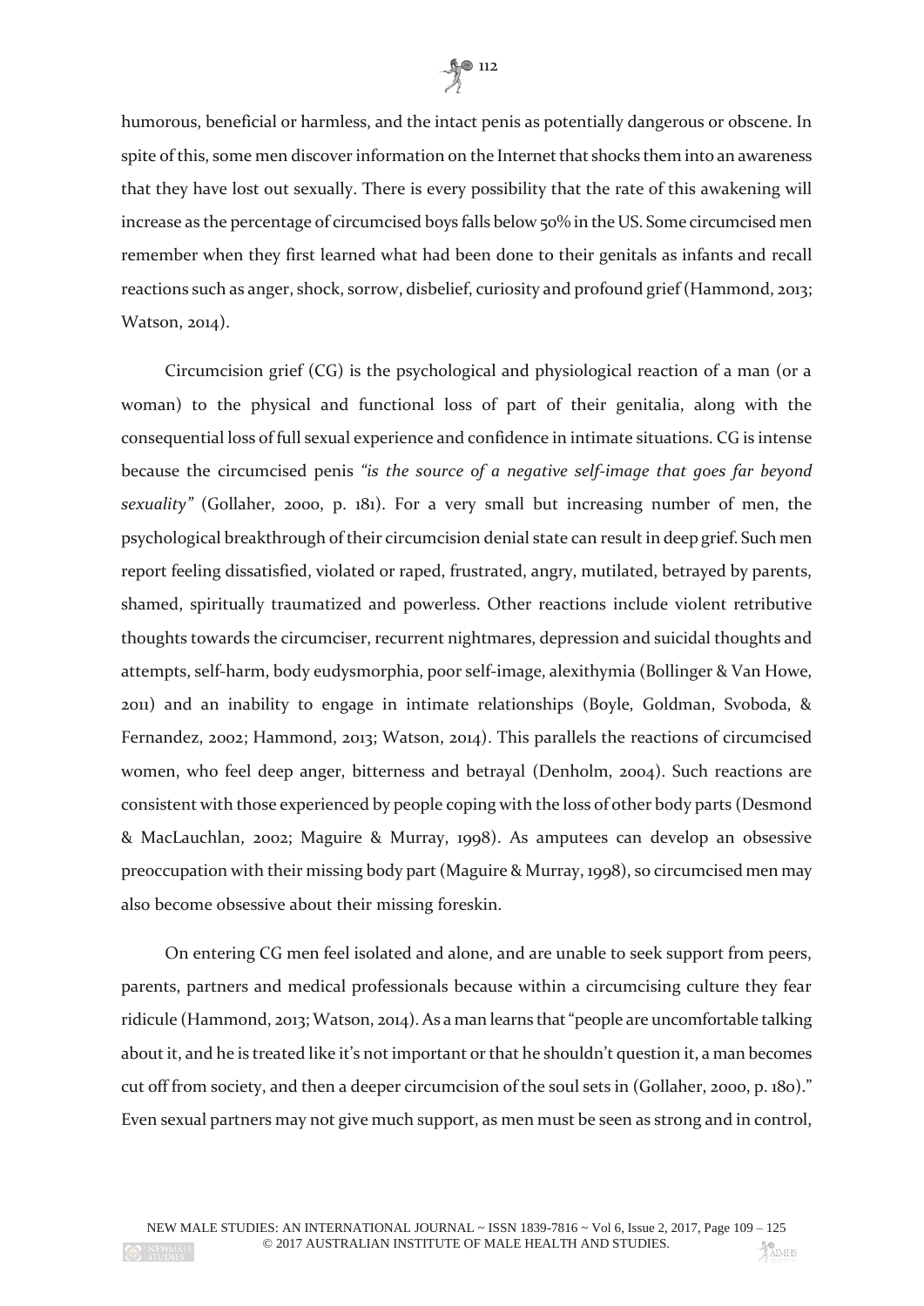humorous, beneficial or harmless, and the intact penis as potentially dangerous or obscene. In spite of this, some men discover information on the Internet that shocks them into an awareness that they have lost out sexually. There is every possibility that the rate of this awakening will increase as the percentage of circumcised boys falls below 50% in the US. Some circumcised men remember when they first learned what had been done to their genitals as infants and recall reactions such as anger, shock, sorrow, disbelief, curiosity and profound grief (Hammond, 2013; Watson, 2014).

Circumcision grief (CG) is the psychological and physiological reaction of a man (or a woman) to the physical and functional loss of part of their genitalia, along with the consequential loss of full sexual experience and confidence in intimate situations. CG is intense because the circumcised penis *"is the source of a negative self-image that goes far beyond sexuality"* (Gollaher, 2000, p. 181). For a very small but increasing number of men, the psychological breakthrough of their circumcision denial state can result in deep grief. Such men report feeling dissatisfied, violated or raped, frustrated, angry, mutilated, betrayed by parents, shamed, spiritually traumatized and powerless. Other reactions include violent retributive thoughts towards the circumciser, recurrent nightmares, depression and suicidal thoughts and attempts, self-harm, body eudysmorphia, poor self-image, alexithymia (Bollinger & Van Howe, 2011) and an inability to engage in intimate relationships (Boyle, Goldman, Svoboda, & Fernandez, 2002; Hammond, 2013; Watson, 2014). This parallels the reactions of circumcised women, who feel deep anger, bitterness and betrayal (Denholm, 2004). Such reactions are consistent with those experienced by people coping with the loss of other body parts (Desmond & MacLauchlan, 2002; Maguire & Murray, 1998). As amputees can develop an obsessive preoccupation with their missing body part (Maguire & Murray, 1998), so circumcised men may also become obsessive about their missing foreskin.

On entering CG men feel isolated and alone, and are unable to seek support from peers, parents, partners and medical professionals because within a circumcising culture they fear ridicule (Hammond, 2013; Watson, 2014). As a man learns that "people are uncomfortable talking about it, and he is treated like it's not important or that he shouldn't question it, a man becomes cut off from society, and then a deeper circumcision of the soul sets in (Gollaher, 2000, p. 180)." Even sexual partners may not give much support, as men must be seen as strong and in control,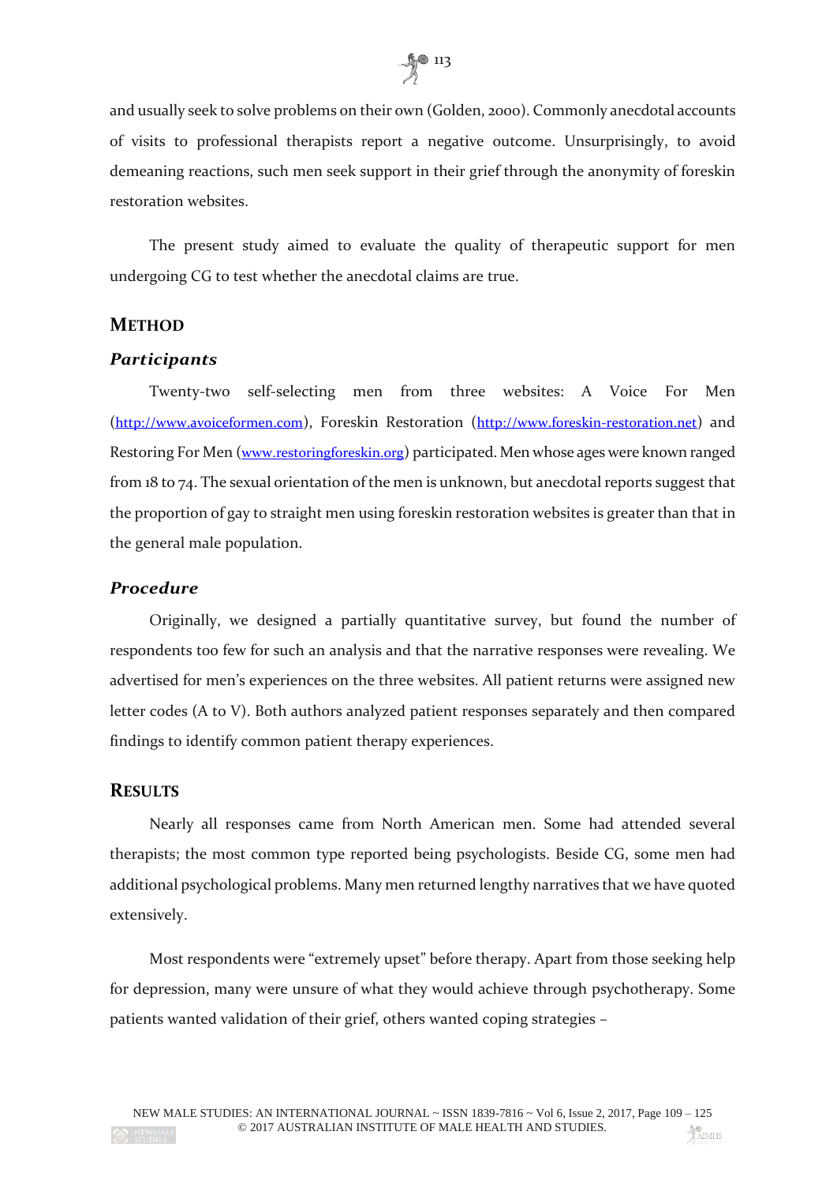and usually seek to solve problems on their own (Golden, 2000). Commonly anecdotal accounts of visits to professional therapists report a negative outcome. Unsurprisingly, to avoid demeaning reactions, such men seek support in their grief through the anonymity of foreskin restoration websites.

The present study aimed to evaluate the quality of therapeutic support for men undergoing CG to test whether the anecdotal claims are true.

## METHOD

### *Participants*

Twenty-two self-selecting men from three websites: A Voice For Men (http://www.avoiceformen.com), Foreskin Restoration (http://www.foreskin-restoration.net) and Restoring For Men (www.restoringforeskin.org) participated. Men whose ages were known ranged from 18 to 74. The sexual orientation of the men is unknown, but anecdotal reports suggest that the proportion of gay to straight men using foreskin restoration websites is greater than that in the general male population.

### *Procedure*

Originally, we designed a partially quantitative survey, but found the number of respondents too few for such an analysis and that the narrative responses were revealing. We advertised for men's experiences on the three websites. All patient returns were assigned new letter codes (A to V). Both authors analyzed patient responses separately and then compared findings to identify common patient therapy experiences.

## RESULTS

Nearly all responses came from North American men. Some had attended several therapists; the most common type reported being psychologists. Beside CG, some men had additional psychological problems. Many men returned lengthy narratives that we have quoted extensively.

Most respondents were "extremely upset" before therapy. Apart from those seeking help for depression, many were unsure of what they would achieve through psychotherapy. Some patients wanted validation of their grief, others wanted coping strategies –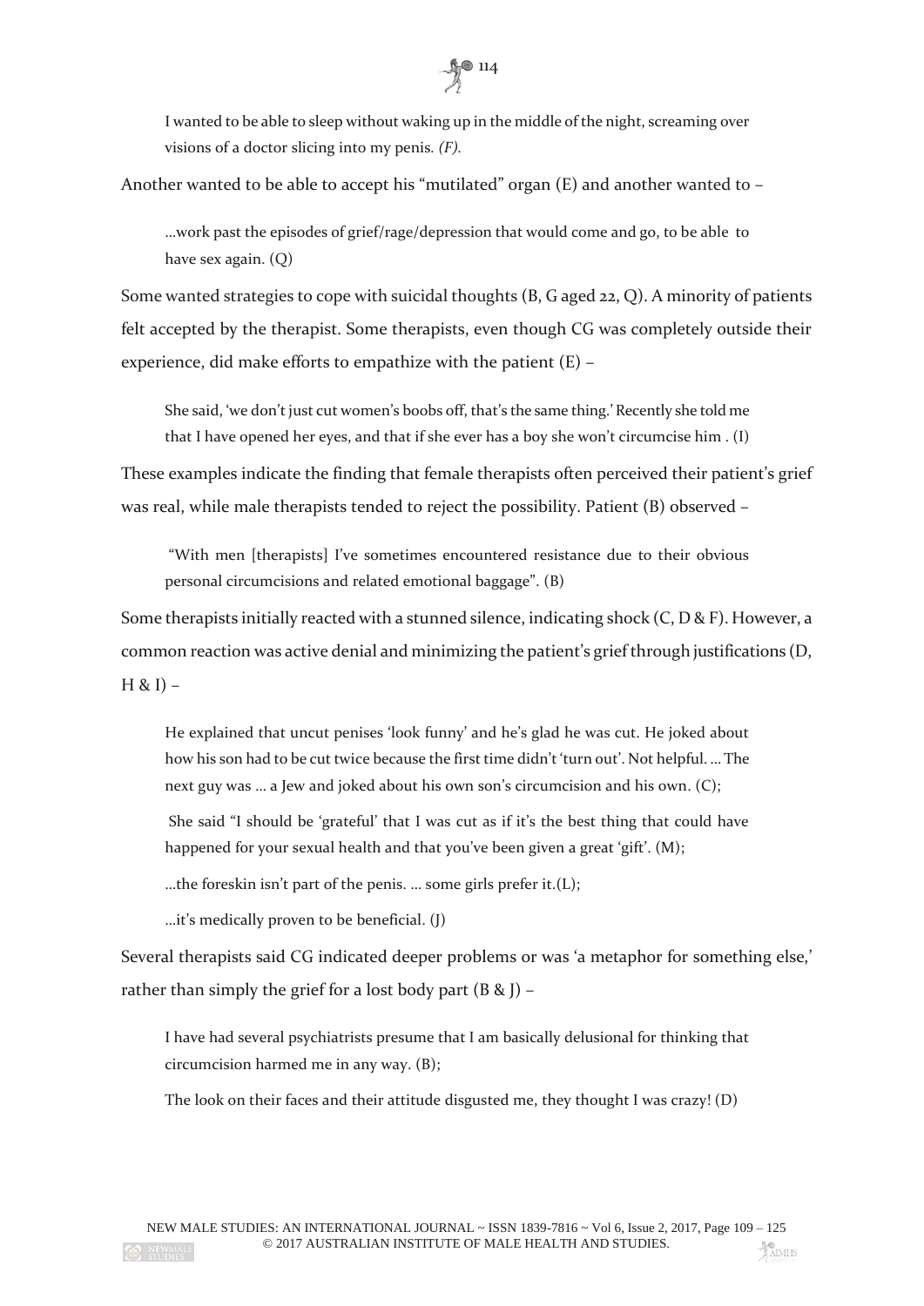> I wanted to be able to sleep without waking up in the middle of the night, screaming over visions of a doctor slicing into my penis. *(F).*

Another wanted to be able to accept his "mutilated" organ (E) and another wanted to –

> …work past the episodes of grief/rage/depression that would come and go, to be able to have sex again. (Q)

Some wanted strategies to cope with suicidal thoughts (B, G aged 22, Q). A minority of patients felt accepted by the therapist. Some therapists, even though CG was completely outside their experience, did make efforts to empathize with the patient (E) –

> She said, 'we don't just cut women's boobs off, that's the same thing.' Recently she told me that I have opened her eyes, and that if she ever has a boy she won't circumcise him . (I)

These examples indicate the finding that female therapists often perceived their patient's grief was real, while male therapists tended to reject the possibility. Patient (B) observed –

> "With men [therapists] I've sometimes encountered resistance due to their obvious personal circumcisions and related emotional baggage". (B)

Some therapists initially reacted with a stunned silence, indicating shock (C, D & F). However, a common reaction was active denial and minimizing the patient's grief through justifications (D, H & I) –

> He explained that uncut penises 'look funny' and he's glad he was cut. He joked about how his son had to be cut twice because the first time didn't 'turn out'. Not helpful. … The next guy was … a Jew and joked about his own son's circumcision and his own. (C);
>
> She said "I should be 'grateful' that I was cut as if it's the best thing that could have happened for your sexual health and that you've been given a great 'gift'. (M);
>
> …the foreskin isn't part of the penis. … some girls prefer it.(L);
>
> …it's medically proven to be beneficial. (J)

Several therapists said CG indicated deeper problems or was 'a metaphor for something else,' rather than simply the grief for a lost body part (B & J) –

> I have had several psychiatrists presume that I am basically delusional for thinking that circumcision harmed me in any way. (B);
>
> The look on their faces and their attitude disgusted me, they thought I was crazy! (D)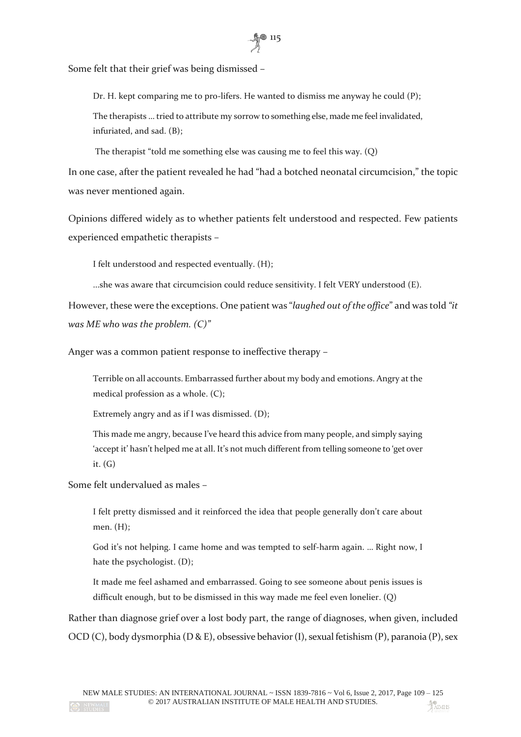Some felt that their grief was being dismissed –

> Dr. H. kept comparing me to pro-lifers. He wanted to dismiss me anyway he could (P);
>
> The therapists … tried to attribute my sorrow to something else, made me feel invalidated, infuriated, and sad. (B);
>
> The therapist "told me something else was causing me to feel this way. (Q)

In one case, after the patient revealed he had "had a botched neonatal circumcision," the topic was never mentioned again.

Opinions differed widely as to whether patients felt understood and respected. Few patients experienced empathetic therapists –

> I felt understood and respected eventually. (H);
>
> …she was aware that circumcision could reduce sensitivity. I felt VERY understood (E).

However, these were the exceptions. One patient was "*laughed out of the office*" and was told *"it was ME who was the problem. (C)"*

Anger was a common patient response to ineffective therapy –

> Terrible on all accounts. Embarrassed further about my body and emotions. Angry at the medical profession as a whole. (C);
>
> Extremely angry and as if I was dismissed. (D);
>
> This made me angry, because I've heard this advice from many people, and simply saying 'accept it' hasn't helped me at all. It's not much different from telling someone to 'get over it. (G)

Some felt undervalued as males –

> I felt pretty dismissed and it reinforced the idea that people generally don't care about men. (H);
>
> God it's not helping. I came home and was tempted to self-harm again. … Right now, I hate the psychologist. (D);
>
> It made me feel ashamed and embarrassed. Going to see someone about penis issues is difficult enough, but to be dismissed in this way made me feel even lonelier. (Q)

Rather than diagnose grief over a lost body part, the range of diagnoses, when given, included OCD (C), body dysmorphia (D & E), obsessive behavior (I), sexual fetishism (P), paranoia (P), sex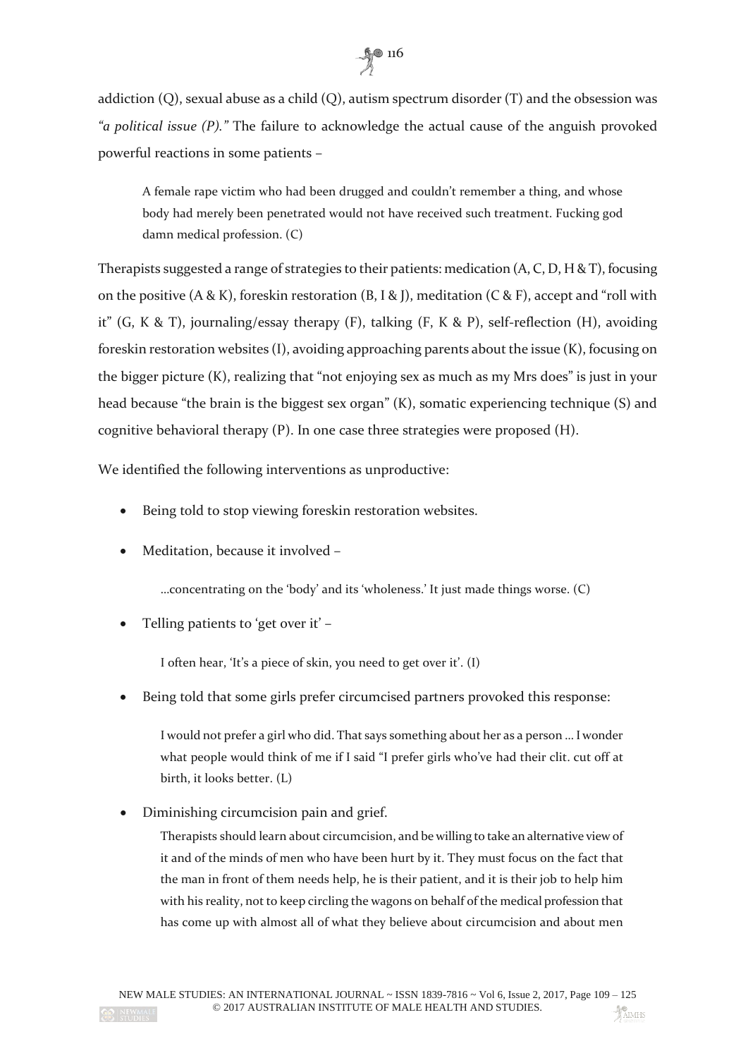addiction (Q), sexual abuse as a child (Q), autism spectrum disorder (T) and the obsession was *"a political issue (P)."* The failure to acknowledge the actual cause of the anguish provoked powerful reactions in some patients –

> A female rape victim who had been drugged and couldn't remember a thing, and whose body had merely been penetrated would not have received such treatment. Fucking god damn medical profession. (C)

Therapists suggested a range of strategies to their patients: medication (A, C, D, H & T), focusing on the positive (A & K), foreskin restoration (B, I & J), meditation (C & F), accept and "roll with it" (G, K & T), journaling/essay therapy (F), talking (F, K & P), self-reflection (H), avoiding foreskin restoration websites (I), avoiding approaching parents about the issue (K), focusing on the bigger picture (K), realizing that "not enjoying sex as much as my Mrs does" is just in your head because "the brain is the biggest sex organ" (K), somatic experiencing technique (S) and cognitive behavioral therapy (P). In one case three strategies were proposed (H).

We identified the following interventions as unproductive:

- Being told to stop viewing foreskin restoration websites.
- Meditation, because it involved –

  > …concentrating on the 'body' and its 'wholeness.' It just made things worse. (C)

- Telling patients to 'get over it' –

  > I often hear, 'It's a piece of skin, you need to get over it'. (I)

- Being told that some girls prefer circumcised partners provoked this response:

  > I would not prefer a girl who did. That says something about her as a person … I wonder what people would think of me if I said "I prefer girls who've had their clit. cut off at birth, it looks better. (L)

- Diminishing circumcision pain and grief.

  > Therapists should learn about circumcision, and be willing to take an alternative view of it and of the minds of men who have been hurt by it. They must focus on the fact that the man in front of them needs help, he is their patient, and it is their job to help him with his reality, not to keep circling the wagons on behalf of the medical profession that has come up with almost all of what they believe about circumcision and about men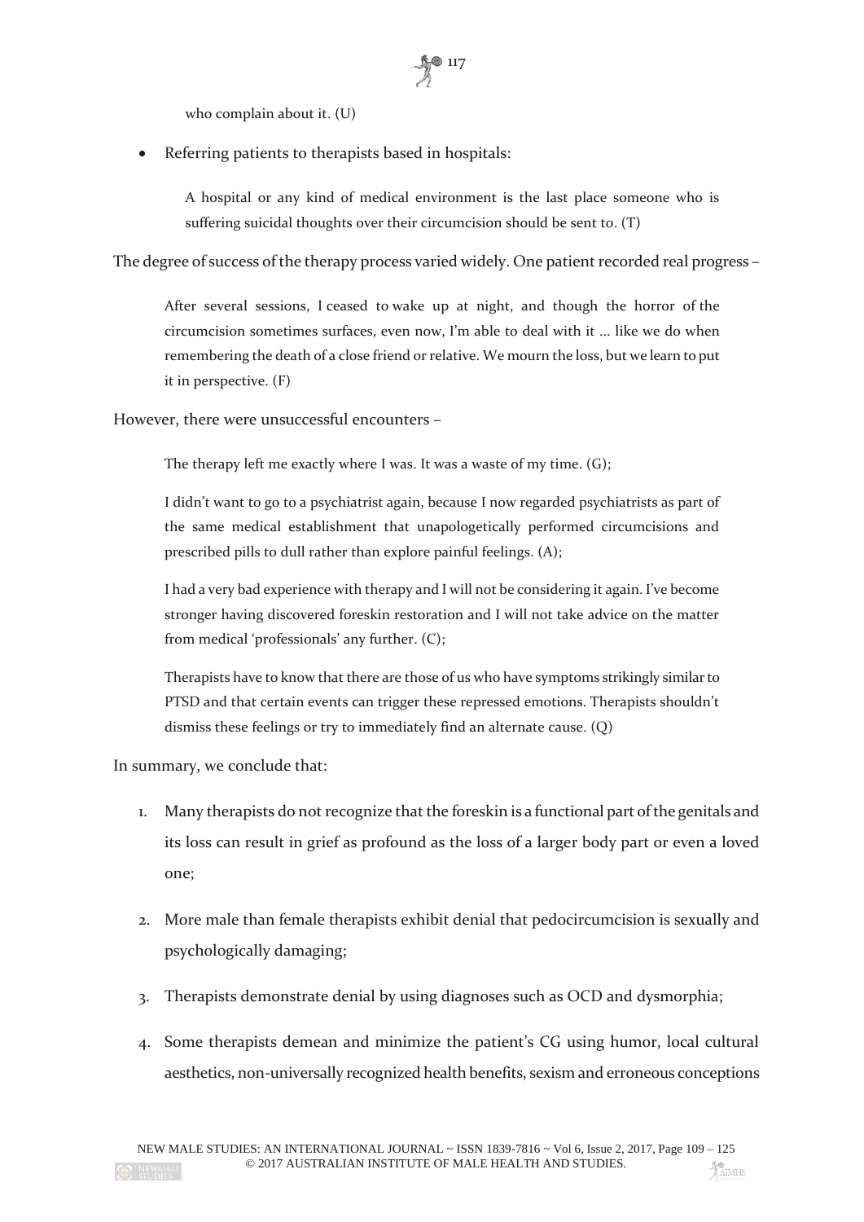who complain about it. (U)

- Referring patients to therapists based in hospitals:

> A hospital or any kind of medical environment is the last place someone who is suffering suicidal thoughts over their circumcision should be sent to. (T)

The degree of success of the therapy process varied widely. One patient recorded real progress –

> After several sessions, I ceased to wake up at night, and though the horror of the circumcision sometimes surfaces, even now, I'm able to deal with it … like we do when remembering the death of a close friend or relative. We mourn the loss, but we learn to put it in perspective. (F)

However, there were unsuccessful encounters –

> The therapy left me exactly where I was. It was a waste of my time. (G);
>
> I didn't want to go to a psychiatrist again, because I now regarded psychiatrists as part of the same medical establishment that unapologetically performed circumcisions and prescribed pills to dull rather than explore painful feelings. (A);
>
> I had a very bad experience with therapy and I will not be considering it again. I've become stronger having discovered foreskin restoration and I will not take advice on the matter from medical 'professionals' any further. (C);
>
> Therapists have to know that there are those of us who have symptoms strikingly similar to PTSD and that certain events can trigger these repressed emotions. Therapists shouldn't dismiss these feelings or try to immediately find an alternate cause. (Q)

In summary, we conclude that:

1. Many therapists do not recognize that the foreskin is a functional part of the genitals and its loss can result in grief as profound as the loss of a larger body part or even a loved one;

2. More male than female therapists exhibit denial that pedocircumcision is sexually and psychologically damaging;

3. Therapists demonstrate denial by using diagnoses such as OCD and dysmorphia;

4. Some therapists demean and minimize the patient's CG using humor, local cultural aesthetics, non-universally recognized health benefits, sexism and erroneous conceptions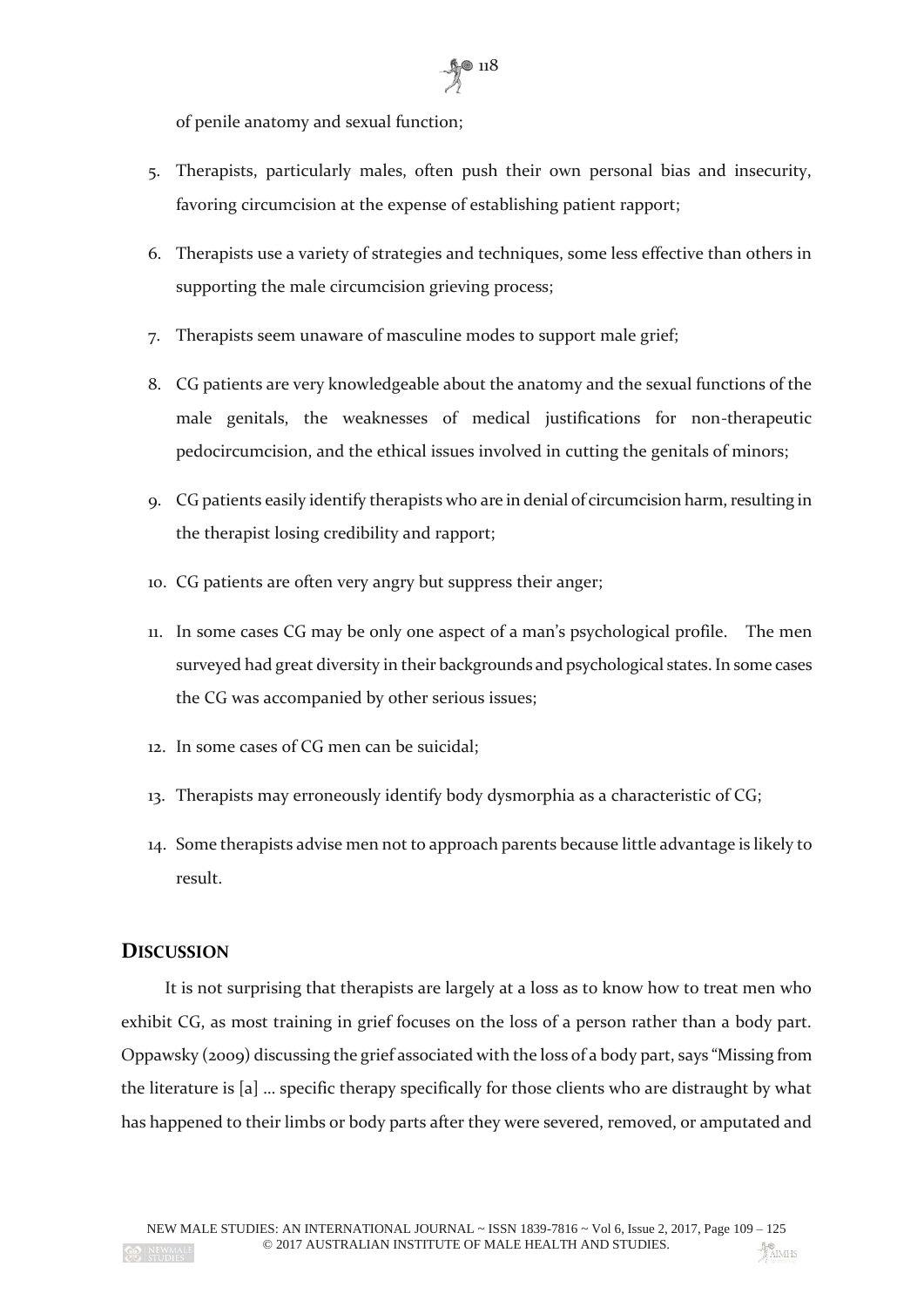of penile anatomy and sexual function;

5. Therapists, particularly males, often push their own personal bias and insecurity, favoring circumcision at the expense of establishing patient rapport;
6. Therapists use a variety of strategies and techniques, some less effective than others in supporting the male circumcision grieving process;
7. Therapists seem unaware of masculine modes to support male grief;
8. CG patients are very knowledgeable about the anatomy and the sexual functions of the male genitals, the weaknesses of medical justifications for non-therapeutic pedocircumcision, and the ethical issues involved in cutting the genitals of minors;
9. CG patients easily identify therapists who are in denial of circumcision harm, resulting in the therapist losing credibility and rapport;
10. CG patients are often very angry but suppress their anger;
11. In some cases CG may be only one aspect of a man's psychological profile. The men surveyed had great diversity in their backgrounds and psychological states. In some cases the CG was accompanied by other serious issues;
12. In some cases of CG men can be suicidal;
13. Therapists may erroneously identify body dysmorphia as a characteristic of CG;
14. Some therapists advise men not to approach parents because little advantage is likely to result.

## Discussion

It is not surprising that therapists are largely at a loss as to know how to treat men who exhibit CG, as most training in grief focuses on the loss of a person rather than a body part. Oppawsky (2009) discussing the grief associated with the loss of a body part, says "Missing from the literature is [a] … specific therapy specifically for those clients who are distraught by what has happened to their limbs or body parts after they were severed, removed, or amputated and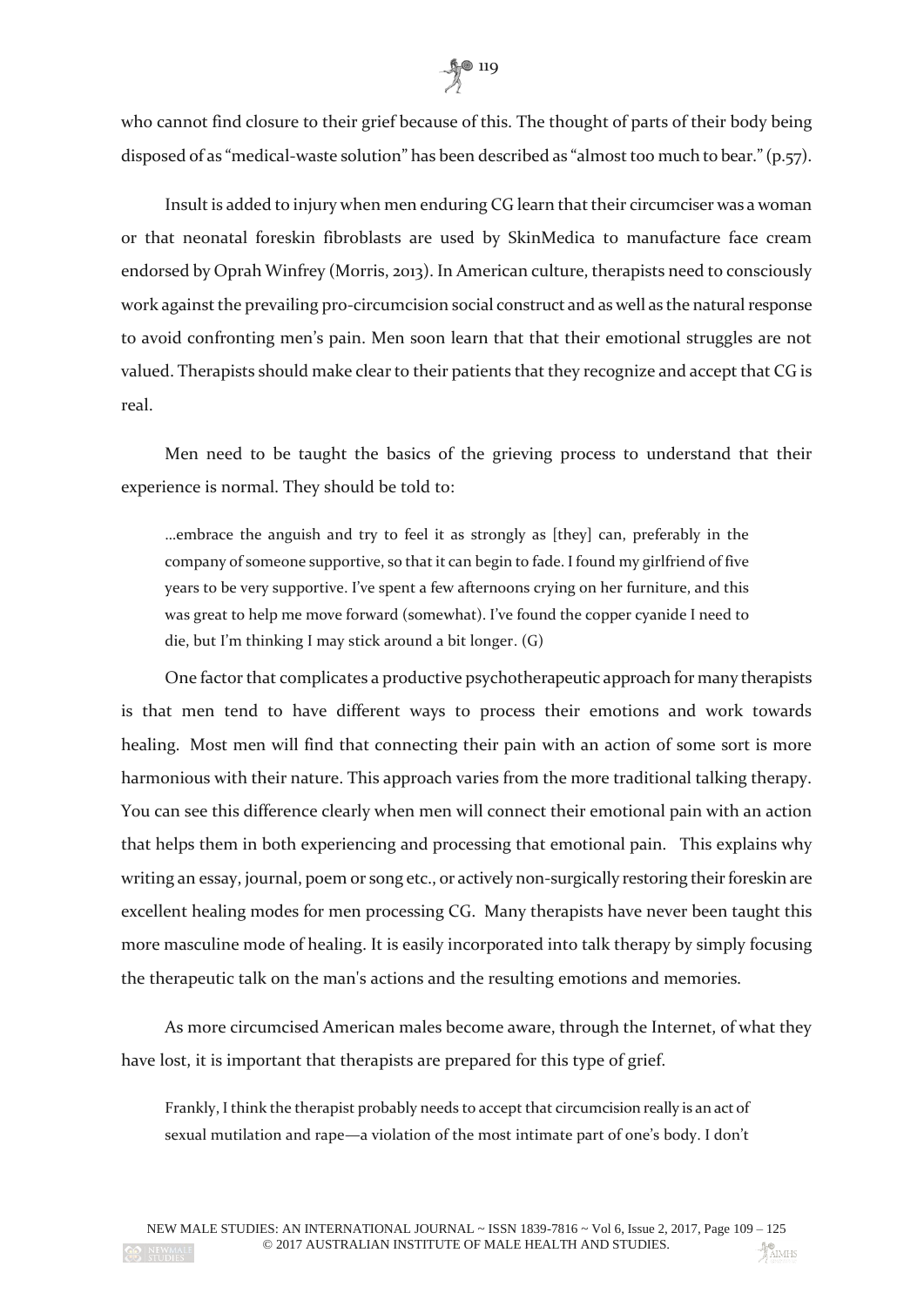who cannot find closure to their grief because of this. The thought of parts of their body being disposed of as "medical-waste solution" has been described as "almost too much to bear." (p.57).

Insult is added to injury when men enduring CG learn that their circumciser was a woman or that neonatal foreskin fibroblasts are used by SkinMedica to manufacture face cream endorsed by Oprah Winfrey (Morris, 2013). In American culture, therapists need to consciously work against the prevailing pro-circumcision social construct and as well as the natural response to avoid confronting men's pain. Men soon learn that that their emotional struggles are not valued. Therapists should make clear to their patients that they recognize and accept that CG is real.

Men need to be taught the basics of the grieving process to understand that their experience is normal. They should be told to:

> …embrace the anguish and try to feel it as strongly as [they] can, preferably in the company of someone supportive, so that it can begin to fade. I found my girlfriend of five years to be very supportive. I've spent a few afternoons crying on her furniture, and this was great to help me move forward (somewhat). I've found the copper cyanide I need to die, but I'm thinking I may stick around a bit longer. (G)

One factor that complicates a productive psychotherapeutic approach for many therapists is that men tend to have different ways to process their emotions and work towards healing. Most men will find that connecting their pain with an action of some sort is more harmonious with their nature. This approach varies from the more traditional talking therapy. You can see this difference clearly when men will connect their emotional pain with an action that helps them in both experiencing and processing that emotional pain. This explains why writing an essay, journal, poem or song etc., or actively non-surgically restoring their foreskin are excellent healing modes for men processing CG. Many therapists have never been taught this more masculine mode of healing. It is easily incorporated into talk therapy by simply focusing the therapeutic talk on the man's actions and the resulting emotions and memories.

As more circumcised American males become aware, through the Internet, of what they have lost, it is important that therapists are prepared for this type of grief.

> Frankly, I think the therapist probably needs to accept that circumcision really is an act of sexual mutilation and rape—a violation of the most intimate part of one's body. I don't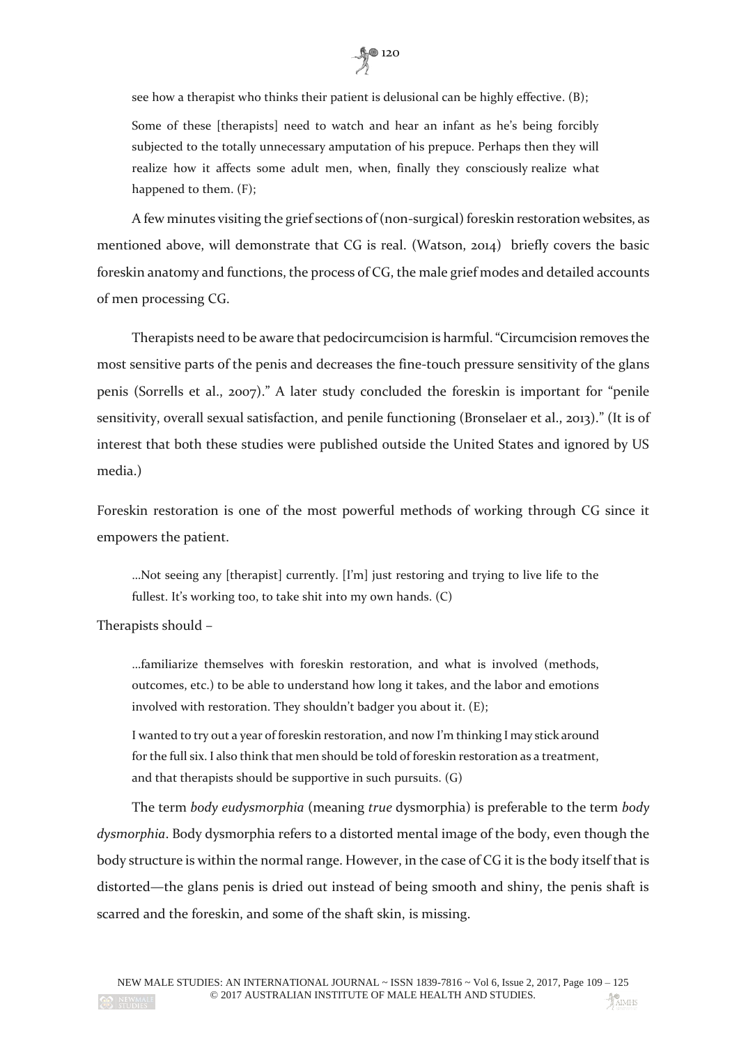see how a therapist who thinks their patient is delusional can be highly effective. (B);

> Some of these [therapists] need to watch and hear an infant as he's being forcibly subjected to the totally unnecessary amputation of his prepuce. Perhaps then they will realize how it affects some adult men, when, finally they consciously realize what happened to them. (F);

A few minutes visiting the grief sections of (non-surgical) foreskin restoration websites, as mentioned above, will demonstrate that CG is real. (Watson, 2014) briefly covers the basic foreskin anatomy and functions, the process of CG, the male grief modes and detailed accounts of men processing CG.

Therapists need to be aware that pedocircumcision is harmful. "Circumcision removes the most sensitive parts of the penis and decreases the fine-touch pressure sensitivity of the glans penis (Sorrells et al., 2007)." A later study concluded the foreskin is important for "penile sensitivity, overall sexual satisfaction, and penile functioning (Bronselaer et al., 2013)." (It is of interest that both these studies were published outside the United States and ignored by US media.)

Foreskin restoration is one of the most powerful methods of working through CG since it empowers the patient.

> …Not seeing any [therapist] currently. [I'm] just restoring and trying to live life to the fullest. It's working too, to take shit into my own hands. (C)

Therapists should –

> …familiarize themselves with foreskin restoration, and what is involved (methods, outcomes, etc.) to be able to understand how long it takes, and the labor and emotions involved with restoration. They shouldn't badger you about it. (E);
>
> I wanted to try out a year of foreskin restoration, and now I'm thinking I may stick around for the full six. I also think that men should be told of foreskin restoration as a treatment, and that therapists should be supportive in such pursuits. (G)

The term *body eudysmorphia* (meaning *true* dysmorphia) is preferable to the term *body dysmorphia*. Body dysmorphia refers to a distorted mental image of the body, even though the body structure is within the normal range. However, in the case of CG it is the body itself that is distorted—the glans penis is dried out instead of being smooth and shiny, the penis shaft is scarred and the foreskin, and some of the shaft skin, is missing.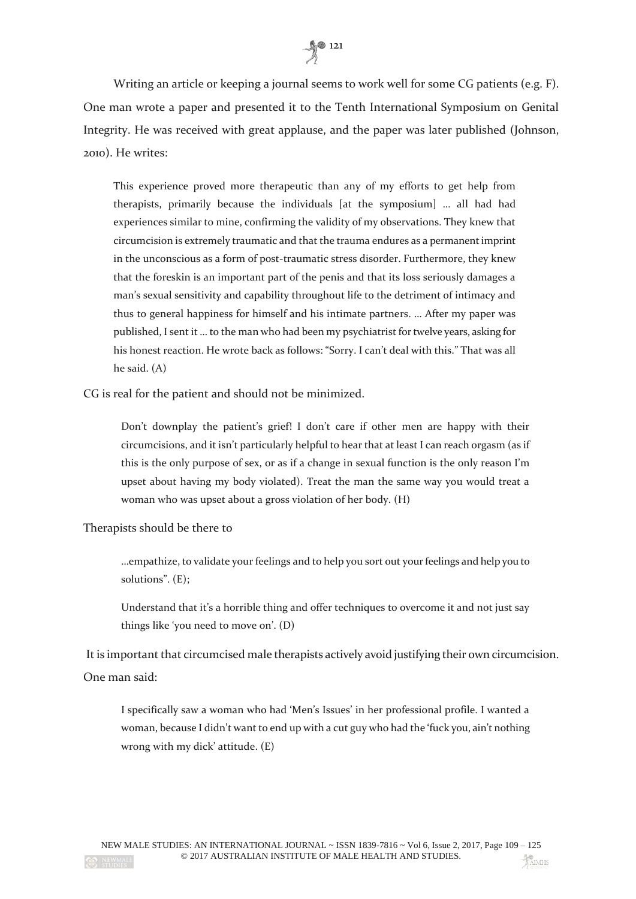Writing an article or keeping a journal seems to work well for some CG patients (e.g. F). One man wrote a paper and presented it to the Tenth International Symposium on Genital Integrity. He was received with great applause, and the paper was later published (Johnson, 2010). He writes:

> This experience proved more therapeutic than any of my efforts to get help from therapists, primarily because the individuals [at the symposium] … all had had experiences similar to mine, confirming the validity of my observations. They knew that circumcision is extremely traumatic and that the trauma endures as a permanent imprint in the unconscious as a form of post-traumatic stress disorder. Furthermore, they knew that the foreskin is an important part of the penis and that its loss seriously damages a man's sexual sensitivity and capability throughout life to the detriment of intimacy and thus to general happiness for himself and his intimate partners. … After my paper was published, I sent it … to the man who had been my psychiatrist for twelve years, asking for his honest reaction. He wrote back as follows: "Sorry. I can't deal with this." That was all he said. (A)

CG is real for the patient and should not be minimized.

> Don't downplay the patient's grief! I don't care if other men are happy with their circumcisions, and it isn't particularly helpful to hear that at least I can reach orgasm (as if this is the only purpose of sex, or as if a change in sexual function is the only reason I'm upset about having my body violated). Treat the man the same way you would treat a woman who was upset about a gross violation of her body. (H)

Therapists should be there to

> …empathize, to validate your feelings and to help you sort out your feelings and help you to solutions". (E);

> Understand that it's a horrible thing and offer techniques to overcome it and not just say things like 'you need to move on'. (D)

It is important that circumcised male therapists actively avoid justifying their own circumcision. One man said:

> I specifically saw a woman who had 'Men's Issues' in her professional profile. I wanted a woman, because I didn't want to end up with a cut guy who had the 'fuck you, ain't nothing wrong with my dick' attitude. (E)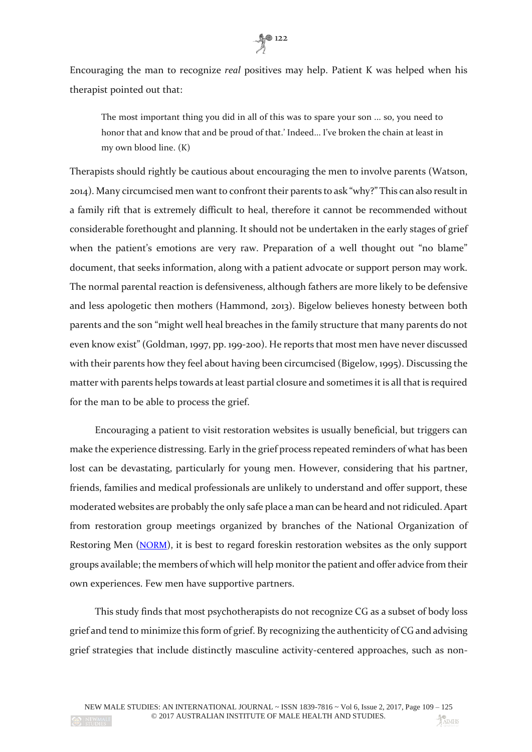Encouraging the man to recognize *real* positives may help. Patient K was helped when his therapist pointed out that:

> The most important thing you did in all of this was to spare your son ... so, you need to honor that and know that and be proud of that.' Indeed... I've broken the chain at least in my own blood line. (K)

Therapists should rightly be cautious about encouraging the men to involve parents (Watson, 2014). Many circumcised men want to confront their parents to ask "why?" This can also result in a family rift that is extremely difficult to heal, therefore it cannot be recommended without considerable forethought and planning. It should not be undertaken in the early stages of grief when the patient's emotions are very raw. Preparation of a well thought out "no blame" document, that seeks information, along with a patient advocate or support person may work. The normal parental reaction is defensiveness, although fathers are more likely to be defensive and less apologetic then mothers (Hammond, 2013). Bigelow believes honesty between both parents and the son "might well heal breaches in the family structure that many parents do not even know exist" (Goldman, 1997, pp. 199-200). He reports that most men have never discussed with their parents how they feel about having been circumcised (Bigelow, 1995). Discussing the matter with parents helps towards at least partial closure and sometimes it is all that is required for the man to be able to process the grief.

Encouraging a patient to visit restoration websites is usually beneficial, but triggers can make the experience distressing. Early in the grief process repeated reminders of what has been lost can be devastating, particularly for young men. However, considering that his partner, friends, families and medical professionals are unlikely to understand and offer support, these moderated websites are probably the only safe place a man can be heard and not ridiculed. Apart from restoration group meetings organized by branches of the National Organization of Restoring Men (NORM), it is best to regard foreskin restoration websites as the only support groups available; the members of which will help monitor the patient and offer advice from their own experiences. Few men have supportive partners.

This study finds that most psychotherapists do not recognize CG as a subset of body loss grief and tend to minimize this form of grief. By recognizing the authenticity of CG and advising grief strategies that include distinctly masculine activity-centered approaches, such as non-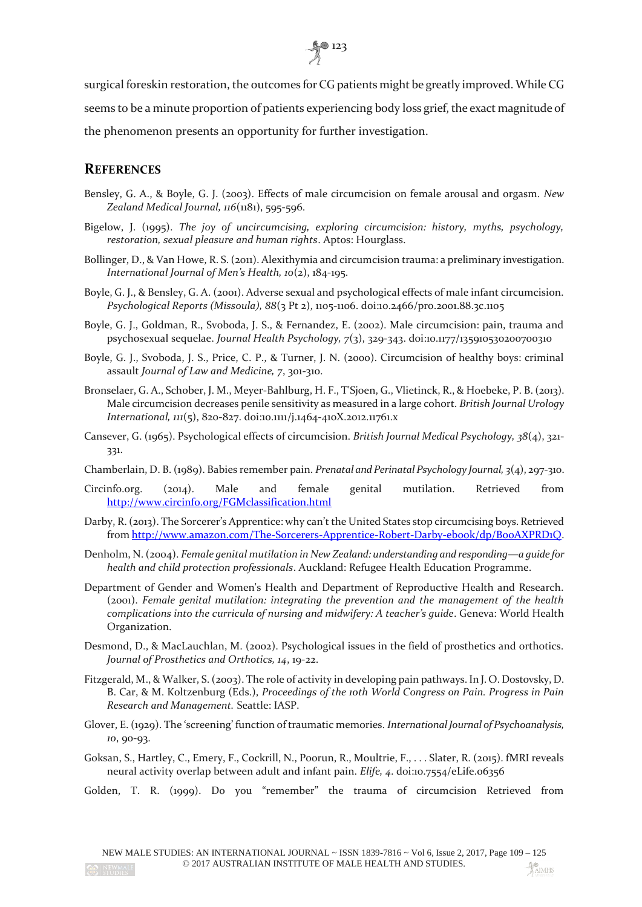surgical foreskin restoration, the outcomes for CG patients might be greatly improved. While CG seems to be a minute proportion of patients experiencing body loss grief, the exact magnitude of the phenomenon presents an opportunity for further investigation.

## REFERENCES

Bensley, G. A., & Boyle, G. J. (2003). Effects of male circumcision on female arousal and orgasm. *New Zealand Medical Journal, 116*(1181), 595-596.

Bigelow, J. (1995). *The joy of uncircumcising, exploring circumcision: history, myths, psychology, restoration, sexual pleasure and human rights*. Aptos: Hourglass.

Bollinger, D., & Van Howe, R. S. (2011). Alexithymia and circumcision trauma: a preliminary investigation. *International Journal of Men's Health, 10*(2), 184-195.

Boyle, G. J., & Bensley, G. A. (2001). Adverse sexual and psychological effects of male infant circumcision. *Psychological Reports (Missoula), 88*(3 Pt 2), 1105-1106. doi:10.2466/pro.2001.88.3c.1105

Boyle, G. J., Goldman, R., Svoboda, J. S., & Fernandez, E. (2002). Male circumcision: pain, trauma and psychosexual sequelae. *Journal Health Psychology, 7*(3), 329-343. doi:10.1177/135910530200700310

Boyle, G. J., Svoboda, J. S., Price, C. P., & Turner, J. N. (2000). Circumcision of healthy boys: criminal assault *Journal of Law and Medicine, 7*, 301-310.

Bronselaer, G. A., Schober, J. M., Meyer-Bahlburg, H. F., T'Sjoen, G., Vlietinck, R., & Hoebeke, P. B. (2013). Male circumcision decreases penile sensitivity as measured in a large cohort. *British Journal Urology International, 111*(5), 820-827. doi:10.1111/j.1464-410X.2012.11761.x

Cansever, G. (1965). Psychological effects of circumcision. *British Journal Medical Psychology, 38*(4), 321-331.

Chamberlain, D. B. (1989). Babies remember pain. *Prenatal and Perinatal Psychology Journal, 3*(4), 297-310.

Circinfo.org. (2014). Male and female genital mutilation. Retrieved from http://www.circinfo.org/FGMclassification.html

Darby, R. (2013). The Sorcerer's Apprentice: why can't the United States stop circumcising boys. Retrieved from http://www.amazon.com/The-Sorcerers-Apprentice-Robert-Darby-ebook/dp/B00AXPRD1Q.

Denholm, N. (2004). *Female genital mutilation in New Zealand: understanding and responding—a guide for health and child protection professionals*. Auckland: Refugee Health Education Programme.

Department of Gender and Women's Health and Department of Reproductive Health and Research. (2001). *Female genital mutilation: integrating the prevention and the management of the health complications into the curricula of nursing and midwifery: A teacher's guide*. Geneva: World Health Organization.

Desmond, D., & MacLauchlan, M. (2002). Psychological issues in the field of prosthetics and orthotics. *Journal of Prosthetics and Orthotics, 14*, 19-22.

Fitzgerald, M., & Walker, S. (2003). The role of activity in developing pain pathways. In J. O. Dostovsky, D. B. Car, & M. Koltzenburg (Eds.), *Proceedings of the 10th World Congress on Pain. Progress in Pain Research and Management.* Seattle: IASP.

Glover, E. (1929). The 'screening' function of traumatic memories. *International Journal of Psychoanalysis, 10*, 90-93.

Goksan, S., Hartley, C., Emery, F., Cockrill, N., Poorun, R., Moultrie, F., . . . Slater, R. (2015). fMRI reveals neural activity overlap between adult and infant pain. *Elife, 4*. doi:10.7554/eLife.06356

Golden, T. R. (1999). Do you "remember" the trauma of circumcision Retrieved from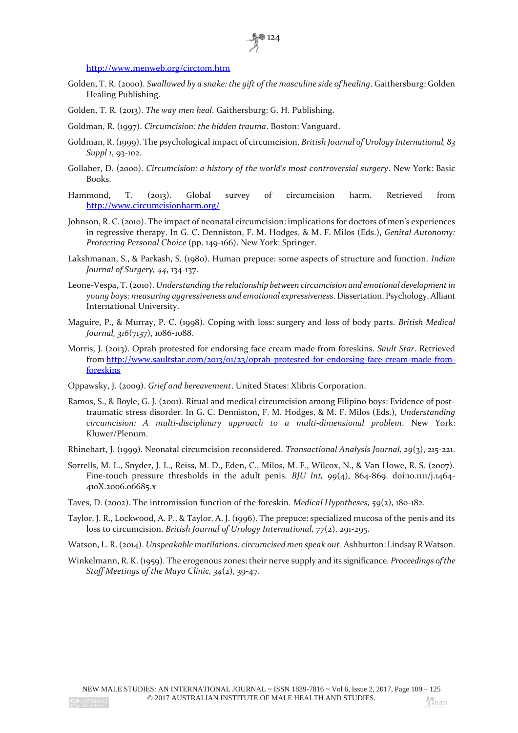http://www.menweb.org/circtom.htm

Golden, T. R. (2000). *Swallowed by a snake: the gift of the masculine side of healing*. Gaithersburg: Golden Healing Publishing.

Golden, T. R. (2013). *The way men heal*. Gaithersburg: G. H. Publishing.

Goldman, R. (1997). *Circumcision: the hidden trauma*. Boston: Vanguard.

Goldman, R. (1999). The psychological impact of circumcision. *British Journal of Urology International, 83 Suppl 1*, 93-102.

Gollaher, D. (2000). *Circumcision: a history of the world's most controversial surgery*. New York: Basic Books.

Hammond, T. (2013). Global survey of circumcision harm. Retrieved from http://www.circumcisionharm.org/

Johnson, R. C. (2010). The impact of neonatal circumcision: implications for doctors of men's experiences in regressive therapy. In G. C. Denniston, F. M. Hodges, & M. F. Milos (Eds.), *Genital Autonomy: Protecting Personal Choice* (pp. 149-166). New York: Springer.

Lakshmanan, S., & Parkash, S. (1980). Human prepuce: some aspects of structure and function. *Indian Journal of Surgery, 44*, 134-137.

Leone-Vespa, T. (2010). *Understanding the relationship between circumcision and emotional development in young boys: measuring aggressiveness and emotional expressiveness*. Dissertation. Psychology. Alliant International University.

Maguire, P., & Murray, P. C. (1998). Coping with loss: surgery and loss of body parts. *British Medical Journal, 316*(7137), 1086-1088.

Morris, J. (2013). Oprah protested for endorsing face cream made from foreskins. *Sault Star*. Retrieved from http://www.saultstar.com/2013/01/23/oprah-protested-for-endorsing-face-cream-made-from-foreskins

Oppawsky, J. (2009). *Grief and bereavement*. United States: Xlibris Corporation.

Ramos, S., & Boyle, G. J. (2001). Ritual and medical circumcision among Filipino boys: Evidence of post-traumatic stress disorder. In G. C. Denniston, F. M. Hodges, & M. F. Milos (Eds.), *Understanding circumcision: A multi-disciplinary approach to a multi-dimensional problem*. New York: Kluwer/Plenum.

Rhinehart, J. (1999). Neonatal circumcision reconsidered. *Transactional Analysis Journal, 29*(3), 215-221.

Sorrells, M. L., Snyder, J. L., Reiss, M. D., Eden, C., Milos, M. F., Wilcox, N., & Van Howe, R. S. (2007). Fine-touch pressure thresholds in the adult penis. *BJU Int, 99*(4), 864-869. doi:10.1111/j.1464-410X.2006.06685.x

Taves, D. (2002). The intromission function of the foreskin. *Medical Hypotheses, 59*(2), 180-182.

Taylor, J. R., Lockwood, A. P., & Taylor, A. J. (1996). The prepuce: specialized mucosa of the penis and its loss to circumcision. *British Journal of Urology International, 77*(2), 291-295.

Watson, L. R. (2014). *Unspeakable mutilations: circumcised men speak out*. Ashburton: Lindsay R Watson.

Winkelmann, R. K. (1959). The erogenous zones: their nerve supply and its significance. *Proceedings of the Staff Meetings of the Mayo Clinic, 34*(2), 39-47.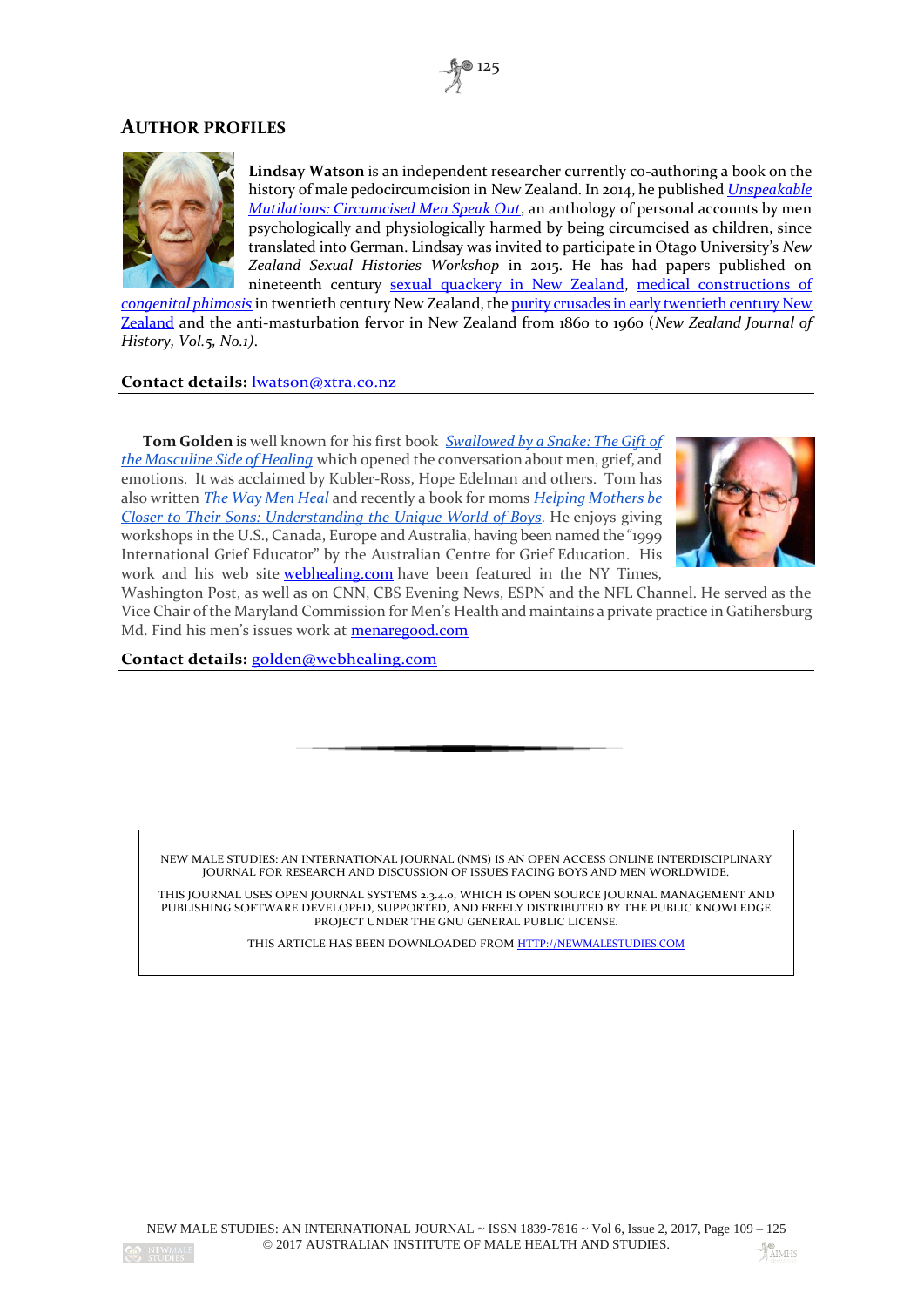## AUTHOR PROFILES

**Lindsay Watson** is an independent researcher currently co-authoring a book on the history of male pedocircumcision in New Zealand. In 2014, he published *Unspeakable Mutilations: Circumcised Men Speak Out*, an anthology of personal accounts by men psychologically and physiologically harmed by being circumcised as children, since translated into German. Lindsay was invited to participate in Otago University's *New Zealand Sexual Histories Workshop* in 2015. He has had papers published on nineteenth century sexual quackery in New Zealand, medical constructions of *congenital phimosis* in twentieth century New Zealand, the purity crusades in early twentieth century New Zealand and the anti-masturbation fervor in New Zealand from 1860 to 1960 (*New Zealand Journal of History, Vol.5, No.1)*.

**Contact details:** lwatson@xtra.co.nz

**Tom Golden** is well known for his first book *Swallowed by a Snake: The Gift of the Masculine Side of Healing* which opened the conversation about men, grief, and emotions. It was acclaimed by Kubler-Ross, Hope Edelman and others. Tom has also written *The Way Men Heal* and recently a book for moms *Helping Mothers be Closer to Their Sons: Understanding the Unique World of Boys*. He enjoys giving workshops in the U.S., Canada, Europe and Australia, having been named the "1999 International Grief Educator" by the Australian Centre for Grief Education. His work and his web site webhealing.com have been featured in the NY Times, Washington Post, as well as on CNN, CBS Evening News, ESPN and the NFL Channel. He served as the Vice Chair of the Maryland Commission for Men's Health and maintains a private practice in Gatihersburg Md. Find his men's issues work at menaregood.com

**Contact details:** golden@webhealing.com

NEW MALE STUDIES: AN INTERNATIONAL JOURNAL (NMS) IS AN OPEN ACCESS ONLINE INTERDISCIPLINARY JOURNAL FOR RESEARCH AND DISCUSSION OF ISSUES FACING BOYS AND MEN WORLDWIDE.

THIS JOURNAL USES OPEN JOURNAL SYSTEMS 2.3.4.0, WHICH IS OPEN SOURCE JOURNAL MANAGEMENT AND PUBLISHING SOFTWARE DEVELOPED, SUPPORTED, AND FREELY DISTRIBUTED BY THE PUBLIC KNOWLEDGE PROJECT UNDER THE GNU GENERAL PUBLIC LICENSE.

THIS ARTICLE HAS BEEN DOWNLOADED FROM HTTP://NEWMALESTUDIES.COM